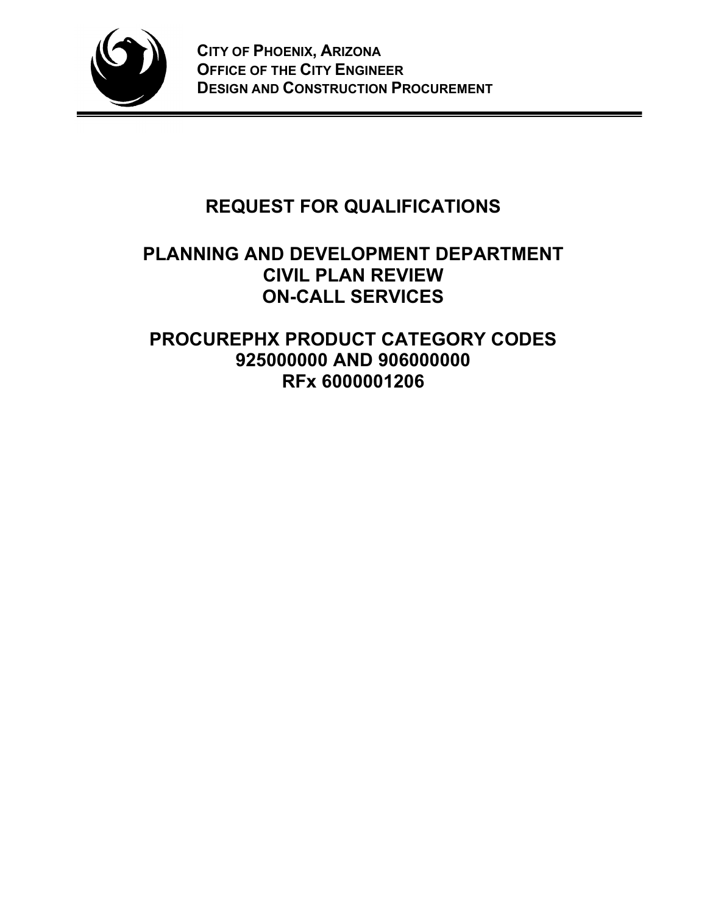**CITY OF PHOENIX, ARIZONA**
**OFFICE OF THE CITY ENGINEER**
**DESIGN AND CONSTRUCTION PROCUREMENT**

# REQUEST FOR QUALIFICATIONS

## PLANNING AND DEVELOPMENT DEPARTMENT CIVIL PLAN REVIEW ON-CALL SERVICES

## PROCUREPHX PRODUCT CATEGORY CODES 925000000 AND 906000000 RFx 6000001206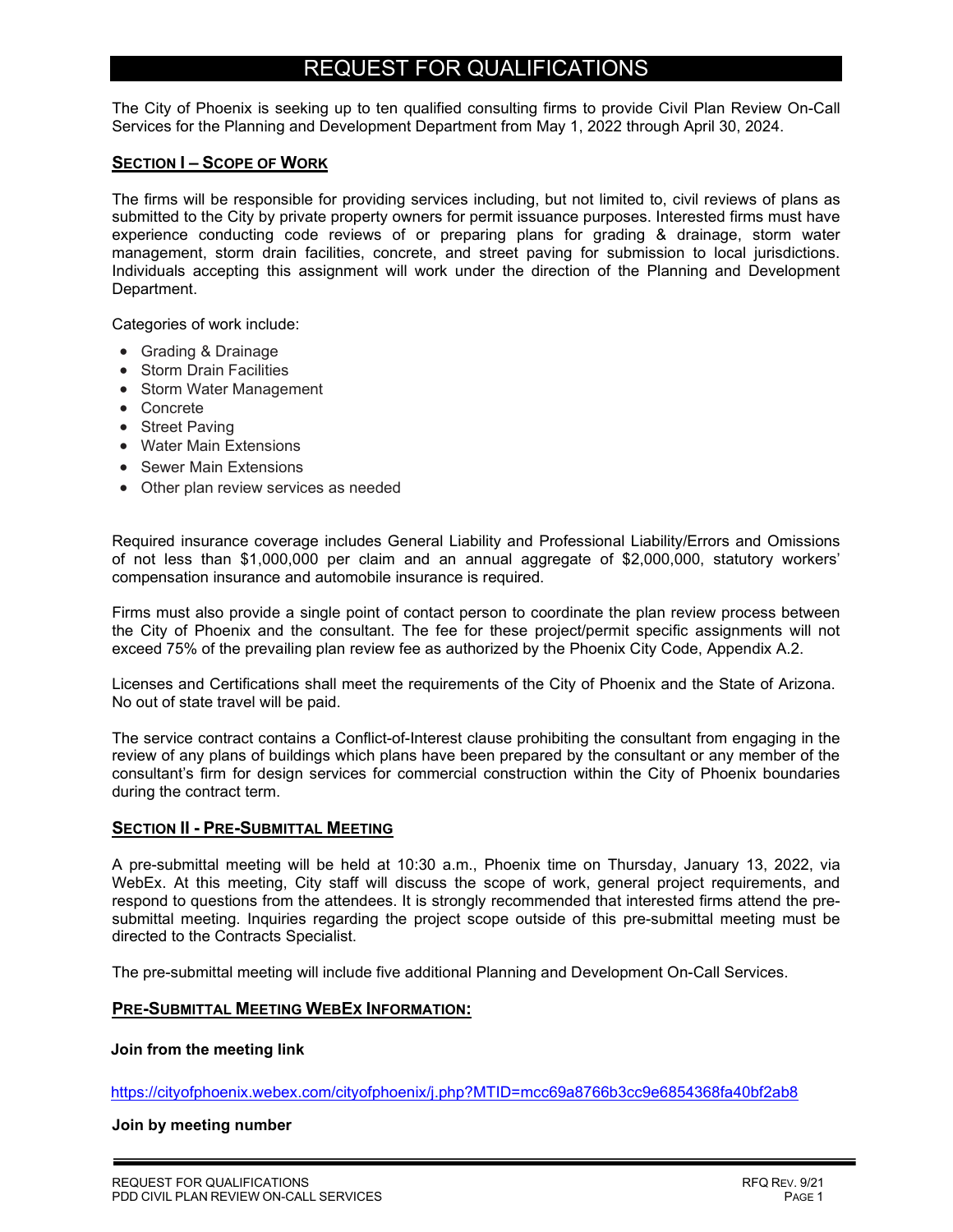# REQUEST FOR QUALIFICATIONS

The City of Phoenix is seeking up to ten qualified consulting firms to provide Civil Plan Review On-Call Services for the Planning and Development Department from May 1, 2022 through April 30, 2024.

## SECTION I – SCOPE OF WORK

The firms will be responsible for providing services including, but not limited to, civil reviews of plans as submitted to the City by private property owners for permit issuance purposes. Interested firms must have experience conducting code reviews of or preparing plans for grading & drainage, storm water management, storm drain facilities, concrete, and street paving for submission to local jurisdictions. Individuals accepting this assignment will work under the direction of the Planning and Development Department.

Categories of work include:

- Grading & Drainage
- Storm Drain Facilities
- Storm Water Management
- Concrete
- Street Paving
- Water Main Extensions
- Sewer Main Extensions
- Other plan review services as needed

Required insurance coverage includes General Liability and Professional Liability/Errors and Omissions of not less than $1,000,000 per claim and an annual aggregate of $2,000,000, statutory workers' compensation insurance and automobile insurance is required.

Firms must also provide a single point of contact person to coordinate the plan review process between the City of Phoenix and the consultant. The fee for these project/permit specific assignments will not exceed 75% of the prevailing plan review fee as authorized by the Phoenix City Code, Appendix A.2.

Licenses and Certifications shall meet the requirements of the City of Phoenix and the State of Arizona. No out of state travel will be paid.

The service contract contains a Conflict-of-Interest clause prohibiting the consultant from engaging in the review of any plans of buildings which plans have been prepared by the consultant or any member of the consultant's firm for design services for commercial construction within the City of Phoenix boundaries during the contract term.

## SECTION II - PRE-SUBMITTAL MEETING

A pre-submittal meeting will be held at 10:30 a.m., Phoenix time on Thursday, January 13, 2022, via WebEx. At this meeting, City staff will discuss the scope of work, general project requirements, and respond to questions from the attendees. It is strongly recommended that interested firms attend the pre-submittal meeting. Inquiries regarding the project scope outside of this pre-submittal meeting must be directed to the Contracts Specialist.

The pre-submittal meeting will include five additional Planning and Development On-Call Services.

### PRE-SUBMITTAL MEETING WEBEX INFORMATION:

**Join from the meeting link**

https://cityofphoenix.webex.com/cityofphoenix/j.php?MTID=mcc69a8766b3cc9e6854368fa40bf2ab8

**Join by meeting number**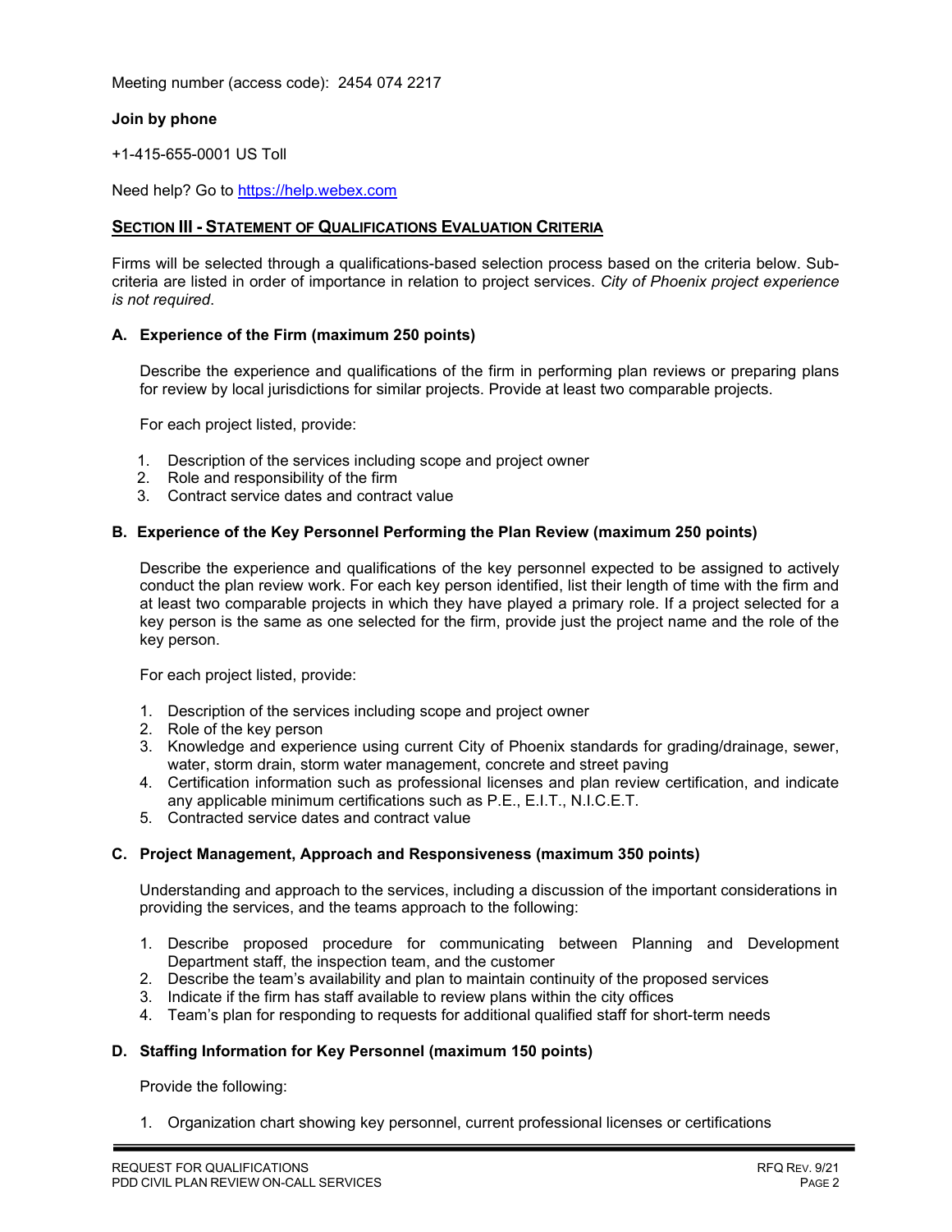Meeting number (access code): 2454 074 2217

**Join by phone**

+1-415-655-0001 US Toll

Need help? Go to https://help.webex.com

## SECTION III - STATEMENT OF QUALIFICATIONS EVALUATION CRITERIA

Firms will be selected through a qualifications-based selection process based on the criteria below. Sub-criteria are listed in order of importance in relation to project services. *City of Phoenix project experience is not required*.

### A. Experience of the Firm (maximum 250 points)

Describe the experience and qualifications of the firm in performing plan reviews or preparing plans for review by local jurisdictions for similar projects. Provide at least two comparable projects.

For each project listed, provide:

1. Description of the services including scope and project owner
2. Role and responsibility of the firm
3. Contract service dates and contract value

### B. Experience of the Key Personnel Performing the Plan Review (maximum 250 points)

Describe the experience and qualifications of the key personnel expected to be assigned to actively conduct the plan review work. For each key person identified, list their length of time with the firm and at least two comparable projects in which they have played a primary role. If a project selected for a key person is the same as one selected for the firm, provide just the project name and the role of the key person.

For each project listed, provide:

1. Description of the services including scope and project owner
2. Role of the key person
3. Knowledge and experience using current City of Phoenix standards for grading/drainage, sewer, water, storm drain, storm water management, concrete and street paving
4. Certification information such as professional licenses and plan review certification, and indicate any applicable minimum certifications such as P.E., E.I.T., N.I.C.E.T.
5. Contracted service dates and contract value

### C. Project Management, Approach and Responsiveness (maximum 350 points)

Understanding and approach to the services, including a discussion of the important considerations in providing the services, and the teams approach to the following:

1. Describe proposed procedure for communicating between Planning and Development Department staff, the inspection team, and the customer
2. Describe the team's availability and plan to maintain continuity of the proposed services
3. Indicate if the firm has staff available to review plans within the city offices
4. Team's plan for responding to requests for additional qualified staff for short-term needs

### D. Staffing Information for Key Personnel (maximum 150 points)

Provide the following:

1. Organization chart showing key personnel, current professional licenses or certifications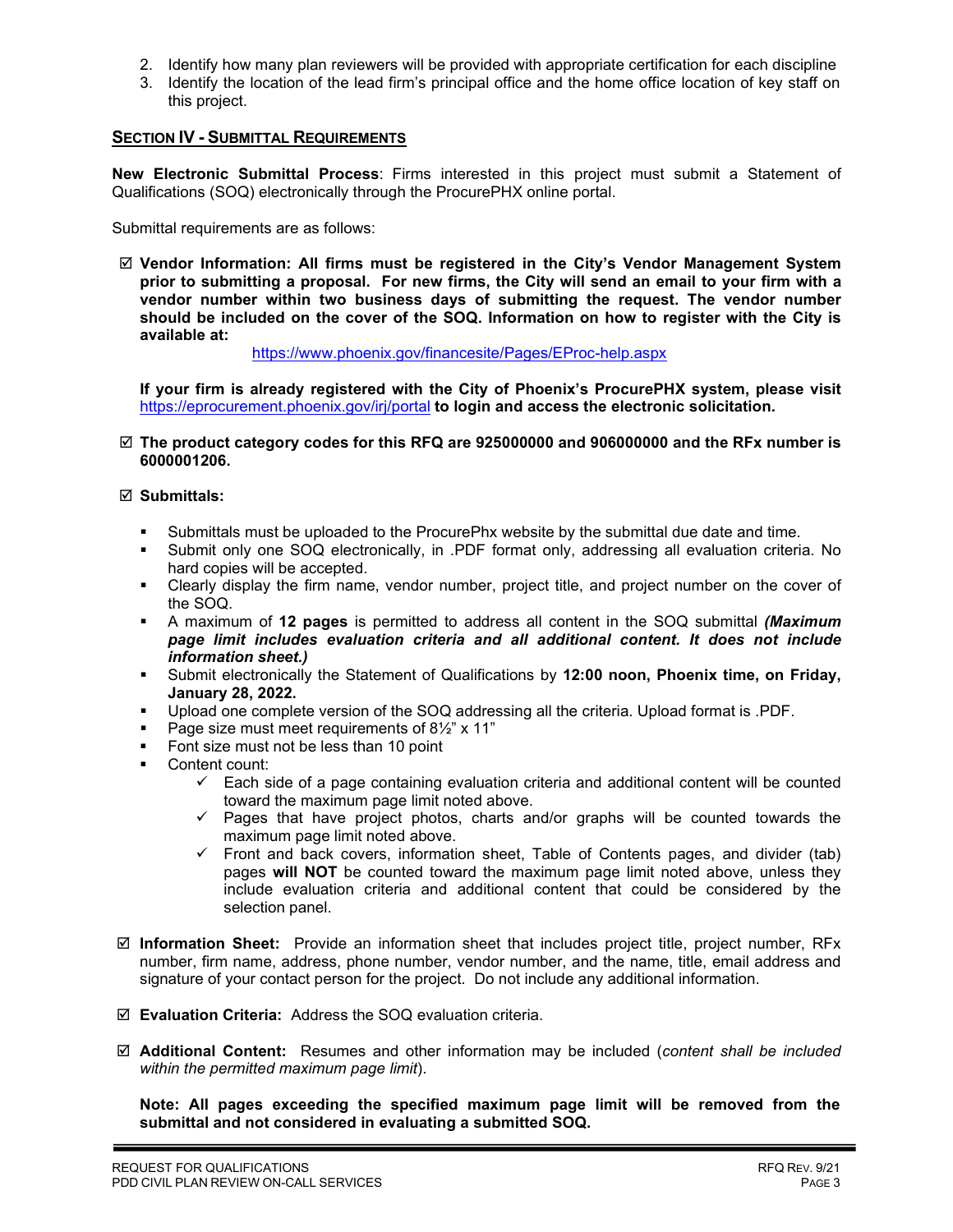2. Identify how many plan reviewers will be provided with appropriate certification for each discipline
3. Identify the location of the lead firm's principal office and the home office location of key staff on this project.

## SECTION IV - SUBMITTAL REQUIREMENTS

**New Electronic Submittal Process**: Firms interested in this project must submit a Statement of Qualifications (SOQ) electronically through the ProcurePHX online portal.

Submittal requirements are as follows:

☑ **Vendor Information: All firms must be registered in the City's Vendor Management System prior to submitting a proposal. For new firms, the City will send an email to your firm with a vendor number within two business days of submitting the request. The vendor number should be included on the cover of the SOQ. Information on how to register with the City is available at:**

https://www.phoenix.gov/financesite/Pages/EProc-help.aspx

**If your firm is already registered with the City of Phoenix's ProcurePHX system, please visit** https://eprocurement.phoenix.gov/irj/portal **to login and access the electronic solicitation.**

☑ **The product category codes for this RFQ are 925000000 and 906000000 and the RFx number is 6000001206.**

☑ **Submittals:**

- Submittals must be uploaded to the ProcurePhx website by the submittal due date and time.
- Submit only one SOQ electronically, in .PDF format only, addressing all evaluation criteria. No hard copies will be accepted.
- Clearly display the firm name, vendor number, project title, and project number on the cover of the SOQ.
- A maximum of **12 pages** is permitted to address all content in the SOQ submittal ***(Maximum page limit includes evaluation criteria and all additional content. It does not include information sheet.)***
- Submit electronically the Statement of Qualifications by **12:00 noon, Phoenix time, on Friday, January 28, 2022.**
- Upload one complete version of the SOQ addressing all the criteria. Upload format is .PDF.
- Page size must meet requirements of 8½" x 11"
- Font size must not be less than 10 point
- Content count:
  - ✓ Each side of a page containing evaluation criteria and additional content will be counted toward the maximum page limit noted above.
  - ✓ Pages that have project photos, charts and/or graphs will be counted towards the maximum page limit noted above.
  - ✓ Front and back covers, information sheet, Table of Contents pages, and divider (tab) pages **will NOT** be counted toward the maximum page limit noted above, unless they include evaluation criteria and additional content that could be considered by the selection panel.

☑ **Information Sheet:** Provide an information sheet that includes project title, project number, RFx number, firm name, address, phone number, vendor number, and the name, title, email address and signature of your contact person for the project. Do not include any additional information.

☑ **Evaluation Criteria:** Address the SOQ evaluation criteria.

☑ **Additional Content:** Resumes and other information may be included (*content shall be included within the permitted maximum page limit*).

**Note: All pages exceeding the specified maximum page limit will be removed from the submittal and not considered in evaluating a submitted SOQ.**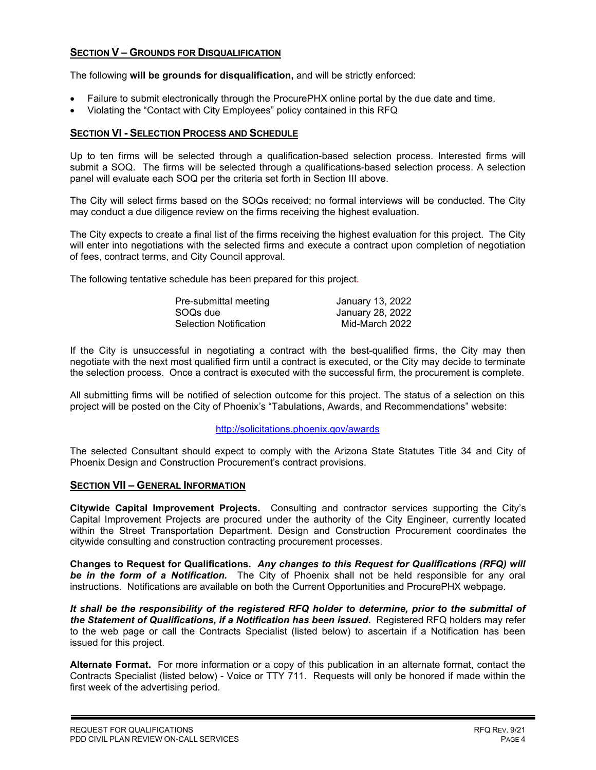## SECTION V – GROUNDS FOR DISQUALIFICATION

The following **will be grounds for disqualification,** and will be strictly enforced:

- Failure to submit electronically through the ProcurePHX online portal by the due date and time.
- Violating the “Contact with City Employees” policy contained in this RFQ

## SECTION VI - SELECTION PROCESS AND SCHEDULE

Up to ten firms will be selected through a qualification-based selection process. Interested firms will submit a SOQ. The firms will be selected through a qualifications-based selection process. A selection panel will evaluate each SOQ per the criteria set forth in Section III above.

The City will select firms based on the SOQs received; no formal interviews will be conducted. The City may conduct a due diligence review on the firms receiving the highest evaluation.

The City expects to create a final list of the firms receiving the highest evaluation for this project. The City will enter into negotiations with the selected firms and execute a contract upon completion of negotiation of fees, contract terms, and City Council approval.

The following tentative schedule has been prepared for this project.

| | |
|---|---|
| Pre-submittal meeting | January 13, 2022 |
| SOQs due | January 28, 2022 |
| Selection Notification | Mid-March 2022 |

If the City is unsuccessful in negotiating a contract with the best-qualified firms, the City may then negotiate with the next most qualified firm until a contract is executed, or the City may decide to terminate the selection process. Once a contract is executed with the successful firm, the procurement is complete.

All submitting firms will be notified of selection outcome for this project. The status of a selection on this project will be posted on the City of Phoenix’s “Tabulations, Awards, and Recommendations” website:

http://solicitations.phoenix.gov/awards

The selected Consultant should expect to comply with the Arizona State Statutes Title 34 and City of Phoenix Design and Construction Procurement’s contract provisions.

## SECTION VII – GENERAL INFORMATION

**Citywide Capital Improvement Projects.** Consulting and contractor services supporting the City’s Capital Improvement Projects are procured under the authority of the City Engineer, currently located within the Street Transportation Department. Design and Construction Procurement coordinates the citywide consulting and construction contracting procurement processes.

**Changes to Request for Qualifications.** ***Any changes to this Request for Qualifications (RFQ) will be in the form of a Notification.*** The City of Phoenix shall not be held responsible for any oral instructions. Notifications are available on both the Current Opportunities and ProcurePHX webpage.

***It shall be the responsibility of the registered RFQ holder to determine, prior to the submittal of the Statement of Qualifications, if a Notification has been issued.*** Registered RFQ holders may refer to the web page or call the Contracts Specialist (listed below) to ascertain if a Notification has been issued for this project.

**Alternate Format.** For more information or a copy of this publication in an alternate format, contact the Contracts Specialist (listed below) - Voice or TTY 711. Requests will only be honored if made within the first week of the advertising period.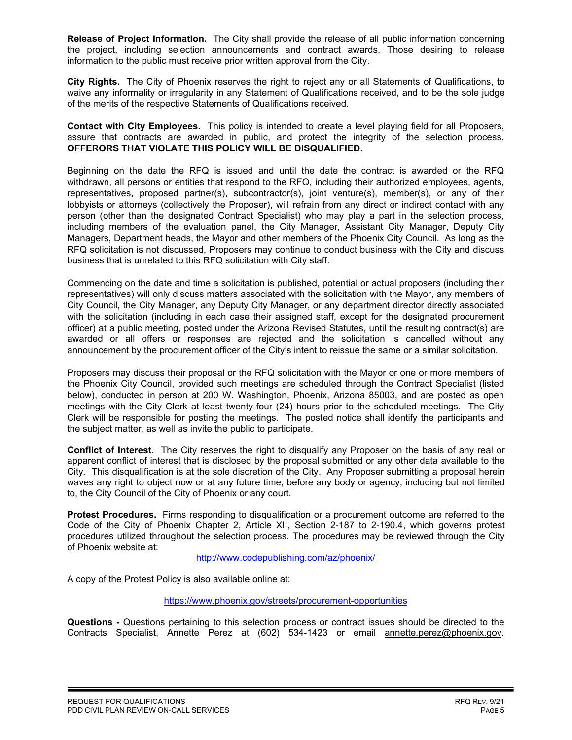**Release of Project Information.** The City shall provide the release of all public information concerning the project, including selection announcements and contract awards. Those desiring to release information to the public must receive prior written approval from the City.

**City Rights.** The City of Phoenix reserves the right to reject any or all Statements of Qualifications, to waive any informality or irregularity in any Statement of Qualifications received, and to be the sole judge of the merits of the respective Statements of Qualifications received.

**Contact with City Employees.** This policy is intended to create a level playing field for all Proposers, assure that contracts are awarded in public, and protect the integrity of the selection process. **OFFERORS THAT VIOLATE THIS POLICY WILL BE DISQUALIFIED.**

Beginning on the date the RFQ is issued and until the date the contract is awarded or the RFQ withdrawn, all persons or entities that respond to the RFQ, including their authorized employees, agents, representatives, proposed partner(s), subcontractor(s), joint venture(s), member(s), or any of their lobbyists or attorneys (collectively the Proposer), will refrain from any direct or indirect contact with any person (other than the designated Contract Specialist) who may play a part in the selection process, including members of the evaluation panel, the City Manager, Assistant City Manager, Deputy City Managers, Department heads, the Mayor and other members of the Phoenix City Council. As long as the RFQ solicitation is not discussed, Proposers may continue to conduct business with the City and discuss business that is unrelated to this RFQ solicitation with City staff.

Commencing on the date and time a solicitation is published, potential or actual proposers (including their representatives) will only discuss matters associated with the solicitation with the Mayor, any members of City Council, the City Manager, any Deputy City Manager, or any department director directly associated with the solicitation (including in each case their assigned staff, except for the designated procurement officer) at a public meeting, posted under the Arizona Revised Statutes, until the resulting contract(s) are awarded or all offers or responses are rejected and the solicitation is cancelled without any announcement by the procurement officer of the City's intent to reissue the same or a similar solicitation.

Proposers may discuss their proposal or the RFQ solicitation with the Mayor or one or more members of the Phoenix City Council, provided such meetings are scheduled through the Contract Specialist (listed below), conducted in person at 200 W. Washington, Phoenix, Arizona 85003, and are posted as open meetings with the City Clerk at least twenty-four (24) hours prior to the scheduled meetings. The City Clerk will be responsible for posting the meetings. The posted notice shall identify the participants and the subject matter, as well as invite the public to participate.

**Conflict of Interest.** The City reserves the right to disqualify any Proposer on the basis of any real or apparent conflict of interest that is disclosed by the proposal submitted or any other data available to the City. This disqualification is at the sole discretion of the City. Any Proposer submitting a proposal herein waves any right to object now or at any future time, before any body or agency, including but not limited to, the City Council of the City of Phoenix or any court.

**Protest Procedures.** Firms responding to disqualification or a procurement outcome are referred to the Code of the City of Phoenix Chapter 2, Article XII, Section 2-187 to 2-190.4, which governs protest procedures utilized throughout the selection process. The procedures may be reviewed through the City of Phoenix website at:

http://www.codepublishing.com/az/phoenix/

A copy of the Protest Policy is also available online at:

https://www.phoenix.gov/streets/procurement-opportunities

**Questions -** Questions pertaining to this selection process or contract issues should be directed to the Contracts Specialist, Annette Perez at (602) 534-1423 or email annette.perez@phoenix.gov.